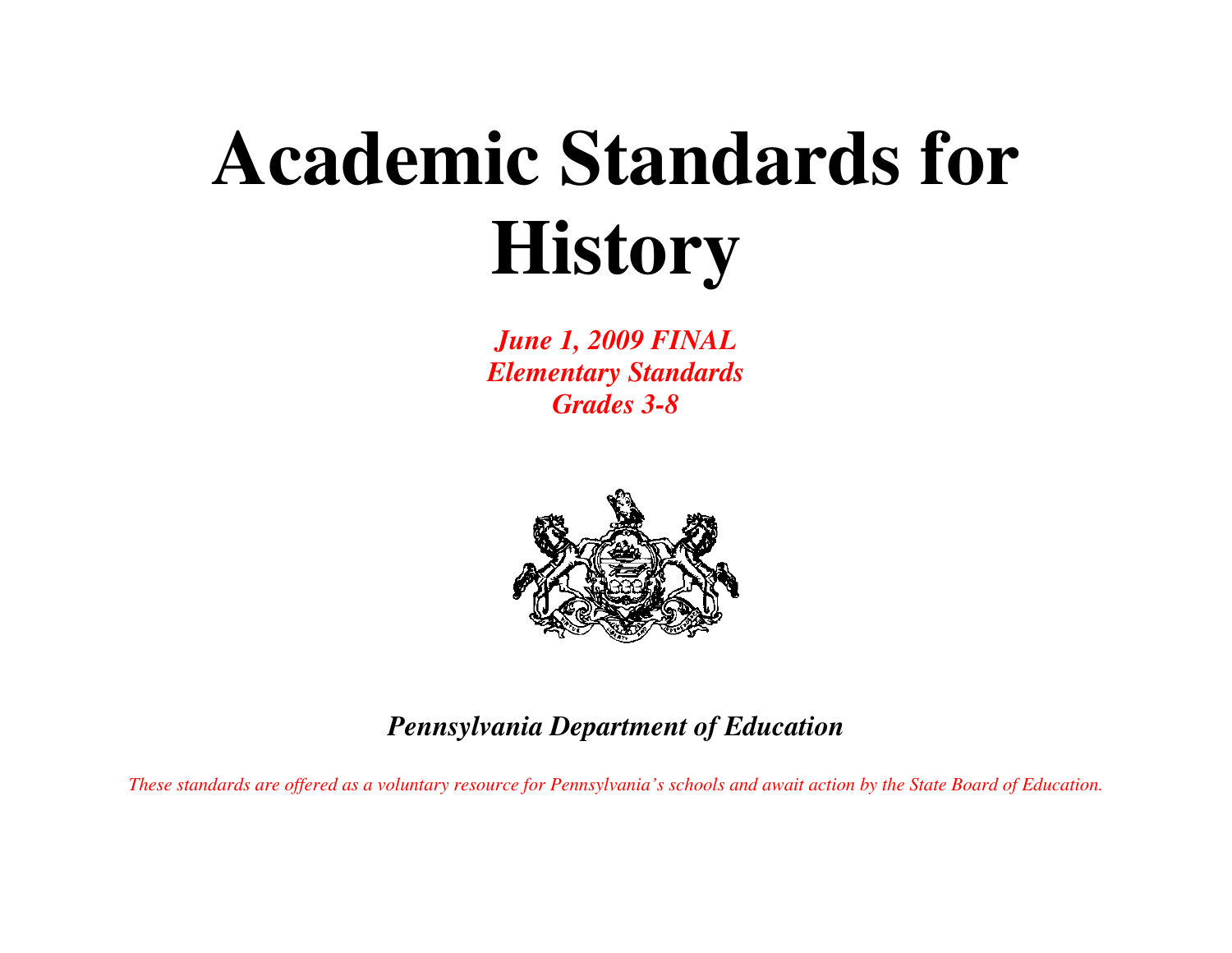# Academic Standards for History

***June 1, 2009 FINAL***
***Elementary Standards***
***Grades 3-8***

***Pennsylvania Department of Education***

*These standards are offered as a voluntary resource for Pennsylvania's schools and await action by the State Board of Education.*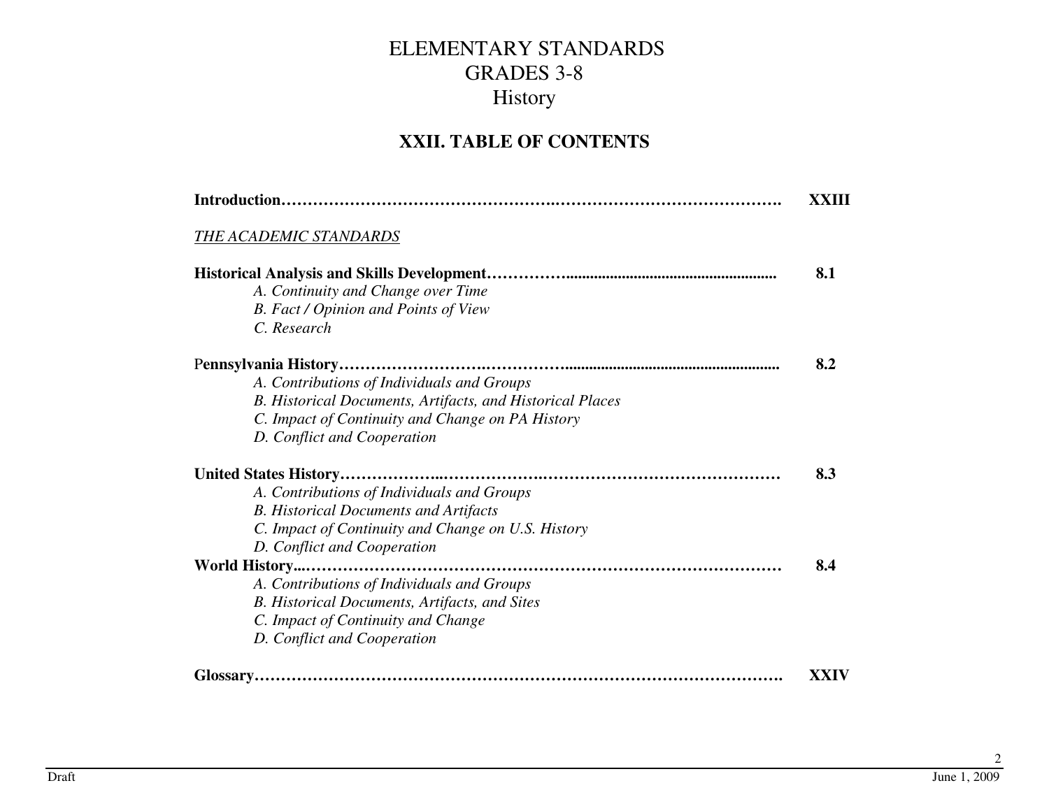# ELEMENTARY STANDARDS
# GRADES 3-8
# History

## XXII. TABLE OF CONTENTS

**Introduction……………………………………………………………………………………. XXIII**

*THE ACADEMIC STANDARDS*

**Historical Analysis and Skills Development……………...................................................... 8.1**

*A. Continuity and Change over Time*
*B. Fact / Opinion and Points of View*
*C. Research*

**Pennsylvania History………………………..………….......................................................... 8.2**

*A. Contributions of Individuals and Groups*
*B. Historical Documents, Artifacts, and Historical Places*
*C. Impact of Continuity and Change on PA History*
*D. Conflict and Cooperation*

**United States History………………...……………….……………………………………… 8.3**

*A. Contributions of Individuals and Groups*
*B. Historical Documents and Artifacts*
*C. Impact of Continuity and Change on U.S. History*
*D. Conflict and Cooperation*

**World History...………………………………………………………………………………… 8.4**

*A. Contributions of Individuals and Groups*
*B. Historical Documents, Artifacts, and Sites*
*C. Impact of Continuity and Change*
*D. Conflict and Cooperation*

**Glossary……………………………………………………………………………………….. XXIV**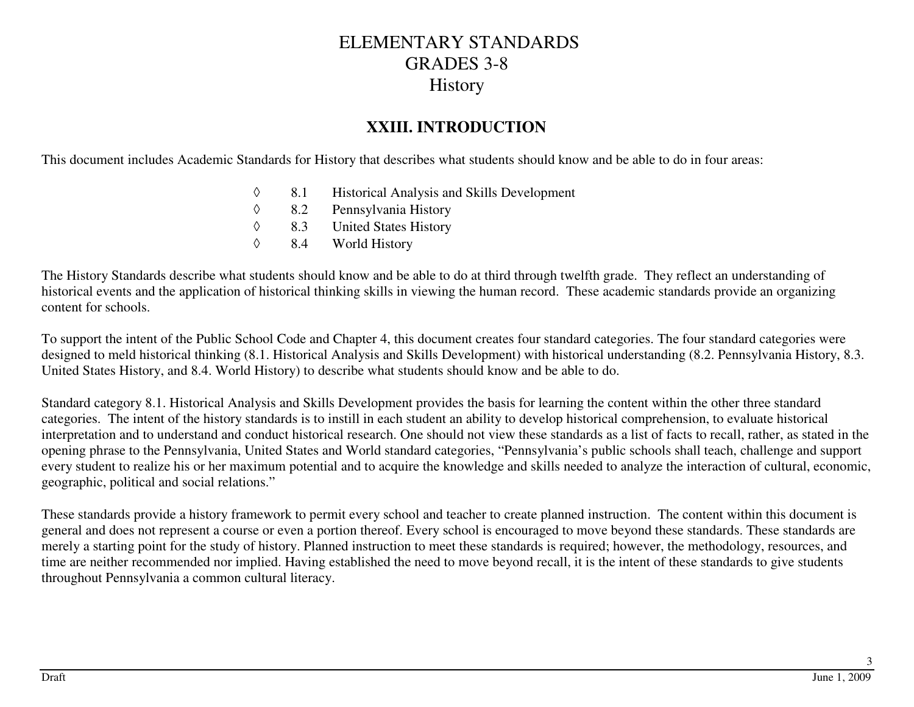# ELEMENTARY STANDARDS
# GRADES 3-8
# History

## XXIII. INTRODUCTION

This document includes Academic Standards for History that describes what students should know and be able to do in four areas:

- ◊ 8.1 Historical Analysis and Skills Development
- ◊ 8.2 Pennsylvania History
- ◊ 8.3 United States History
- ◊ 8.4 World History

The History Standards describe what students should know and be able to do at third through twelfth grade. They reflect an understanding of historical events and the application of historical thinking skills in viewing the human record. These academic standards provide an organizing content for schools.

To support the intent of the Public School Code and Chapter 4, this document creates four standard categories. The four standard categories were designed to meld historical thinking (8.1. Historical Analysis and Skills Development) with historical understanding (8.2. Pennsylvania History, 8.3. United States History, and 8.4. World History) to describe what students should know and be able to do.

Standard category 8.1. Historical Analysis and Skills Development provides the basis for learning the content within the other three standard categories. The intent of the history standards is to instill in each student an ability to develop historical comprehension, to evaluate historical interpretation and to understand and conduct historical research. One should not view these standards as a list of facts to recall, rather, as stated in the opening phrase to the Pennsylvania, United States and World standard categories, "Pennsylvania's public schools shall teach, challenge and support every student to realize his or her maximum potential and to acquire the knowledge and skills needed to analyze the interaction of cultural, economic, geographic, political and social relations."

These standards provide a history framework to permit every school and teacher to create planned instruction. The content within this document is general and does not represent a course or even a portion thereof. Every school is encouraged to move beyond these standards. These standards are merely a starting point for the study of history. Planned instruction to meet these standards is required; however, the methodology, resources, and time are neither recommended nor implied. Having established the need to move beyond recall, it is the intent of these standards to give students throughout Pennsylvania a common cultural literacy.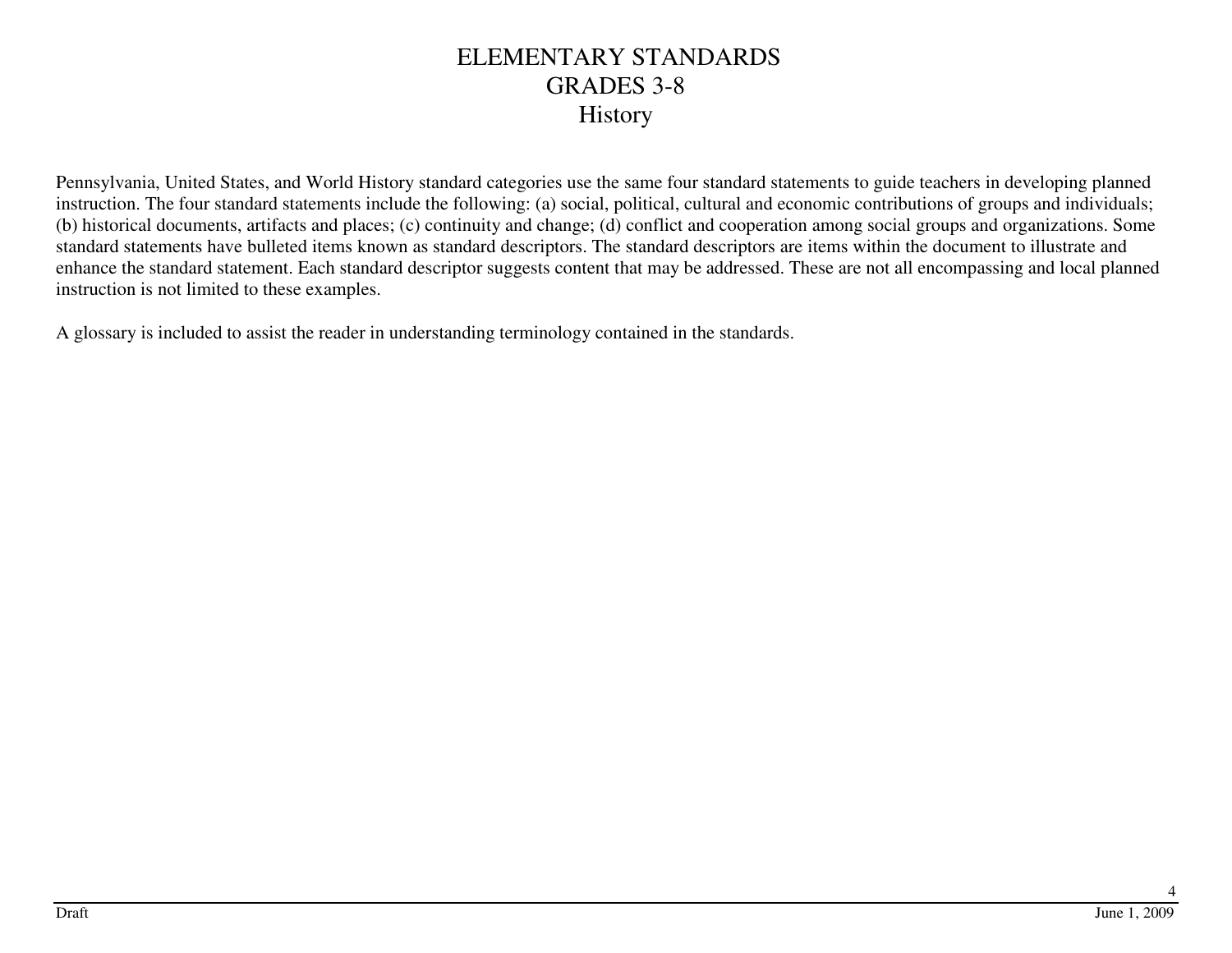# ELEMENTARY STANDARDS
# GRADES 3-8
# History

Pennsylvania, United States, and World History standard categories use the same four standard statements to guide teachers in developing planned instruction. The four standard statements include the following: (a) social, political, cultural and economic contributions of groups and individuals; (b) historical documents, artifacts and places; (c) continuity and change; (d) conflict and cooperation among social groups and organizations. Some standard statements have bulleted items known as standard descriptors. The standard descriptors are items within the document to illustrate and enhance the standard statement. Each standard descriptor suggests content that may be addressed. These are not all encompassing and local planned instruction is not limited to these examples.

A glossary is included to assist the reader in understanding terminology contained in the standards.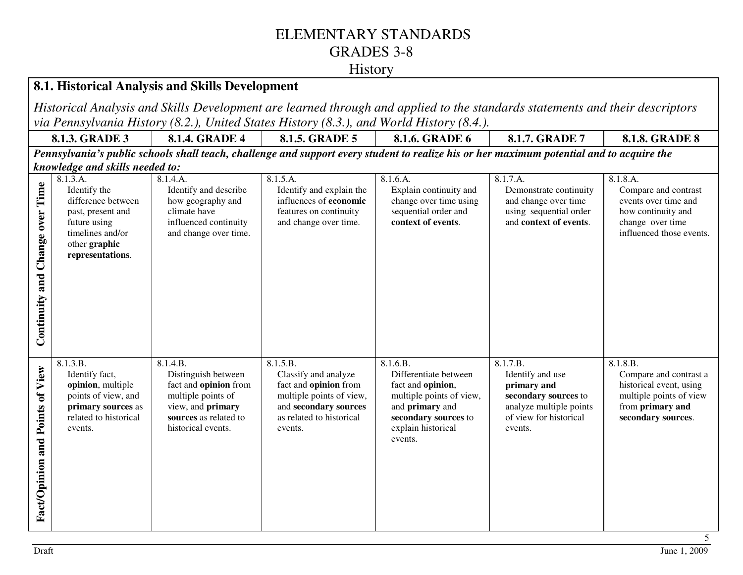# ELEMENTARY STANDARDS
# GRADES 3-8
# History

## 8.1. Historical Analysis and Skills Development

*Historical Analysis and Skills Development are learned through and applied to the standards statements and their descriptors via Pennsylvania History (8.2.), United States History (8.3.), and World History (8.4.).*

***Pennsylvania's public schools shall teach, challenge and support every student to realize his or her maximum potential and to acquire the knowledge and skills needed to:***

| | 8.1.3. GRADE 3 | 8.1.4. GRADE 4 | 8.1.5. GRADE 5 | 8.1.6. GRADE 6 | 8.1.7. GRADE 7 | 8.1.8. GRADE 8 |
|---|---|---|---|---|---|---|
| **Continuity and Change over Time** | 8.1.3.A. Identify the difference between past, present and future using timelines and/or other **graphic representations**. | 8.1.4.A. Identify and describe how geography and climate have influenced continuity and change over time. | 8.1.5.A. Identify and explain the influences of **economic** features on continuity and change over time. | 8.1.6.A. Explain continuity and change over time using sequential order and **context of events**. | 8.1.7.A. Demonstrate continuity and change over time using sequential order and **context of events**. | 8.1.8.A. Compare and contrast events over time and how continuity and change over time influenced those events. |
| **Fact/Opinion and Points of View** | 8.1.3.B. Identify fact, **opinion**, multiple points of view, and **primary sources** as related to historical events. | 8.1.4.B. Distinguish between fact and **opinion** from multiple points of view, and **primary sources** as related to historical events. | 8.1.5.B. Classify and analyze fact and **opinion** from multiple points of view, and **secondary sources** as related to historical events. | 8.1.6.B. Differentiate between fact and **opinion**, multiple points of view, and **primary** and **secondary sources** to explain historical events. | 8.1.7.B. Identify and use **primary and secondary sources** to analyze multiple points of view for historical events. | 8.1.8.B. Compare and contrast a historical event, using multiple points of view from **primary and secondary sources**. |

Draft June 1, 2009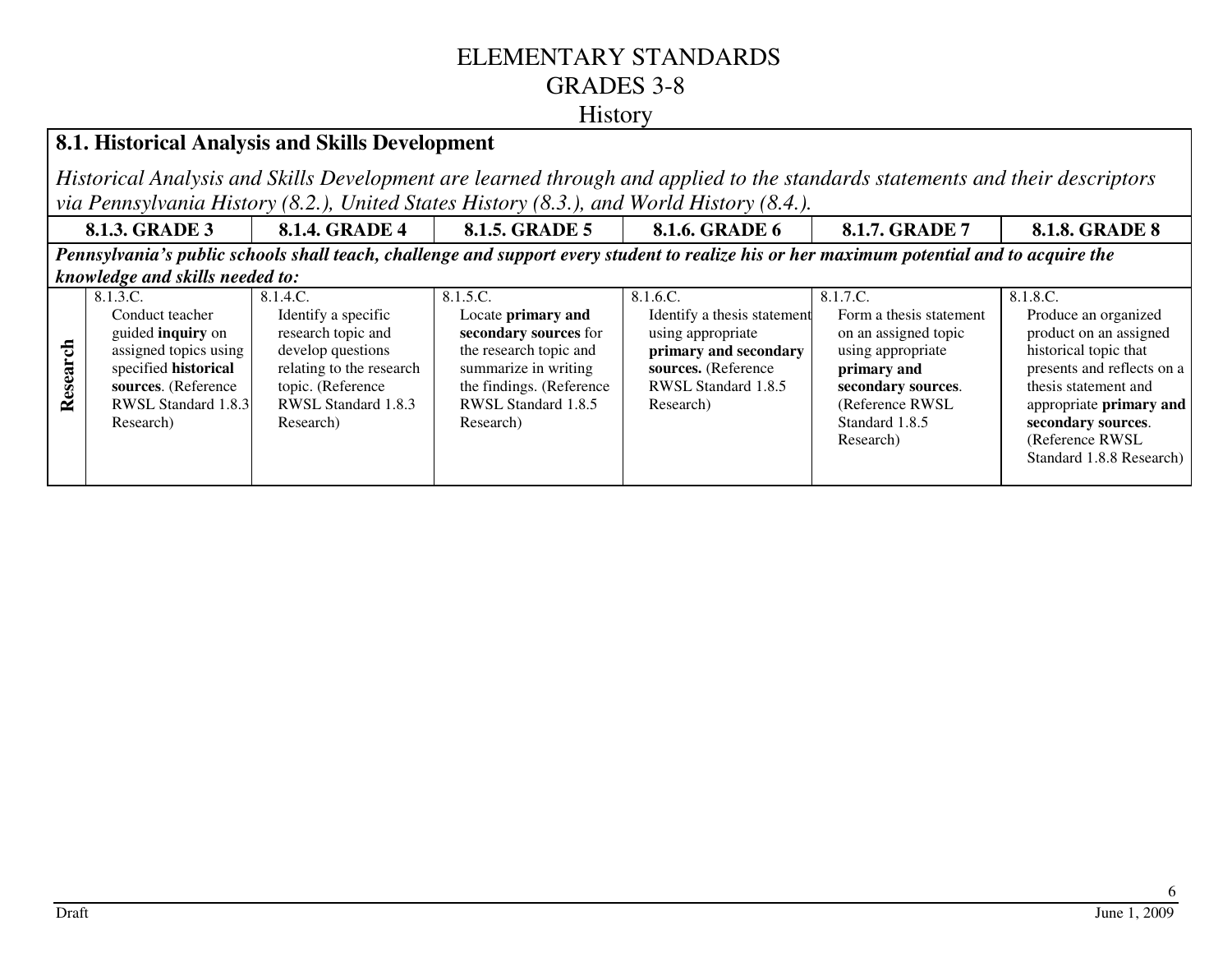# ELEMENTARY STANDARDS
# GRADES 3-8
# History

## 8.1. Historical Analysis and Skills Development

*Historical Analysis and Skills Development are learned through and applied to the standards statements and their descriptors via Pennsylvania History (8.2.), United States History (8.3.), and World History (8.4.).*

| | 8.1.3. GRADE 3 | 8.1.4. GRADE 4 | 8.1.5. GRADE 5 | 8.1.6. GRADE 6 | 8.1.7. GRADE 7 | 8.1.8. GRADE 8 |
|---|---|---|---|---|---|---|
| ***Pennsylvania's public schools shall teach, challenge and support every student to realize his or her maximum potential and to acquire the knowledge and skills needed to:*** | | | | | | |
| **Research** | 8.1.3.C. Conduct teacher guided **inquiry** on assigned topics using specified **historical sources**. (Reference RWSL Standard 1.8.3 Research) | 8.1.4.C. Identify a specific research topic and develop questions relating to the research topic. (Reference RWSL Standard 1.8.3 Research) | 8.1.5.C. Locate **primary and secondary sources** for the research topic and summarize in writing the findings. (Reference RWSL Standard 1.8.5 Research) | 8.1.6.C. Identify a thesis statement using appropriate **primary and secondary sources.** (Reference RWSL Standard 1.8.5 Research) | 8.1.7.C. Form a thesis statement on an assigned topic using appropriate **primary and secondary sources**. (Reference RWSL Standard 1.8.5 Research) | 8.1.8.C. Produce an organized product on an assigned historical topic that presents and reflects on a thesis statement and appropriate **primary and secondary sources**. (Reference RWSL Standard 1.8.8 Research) |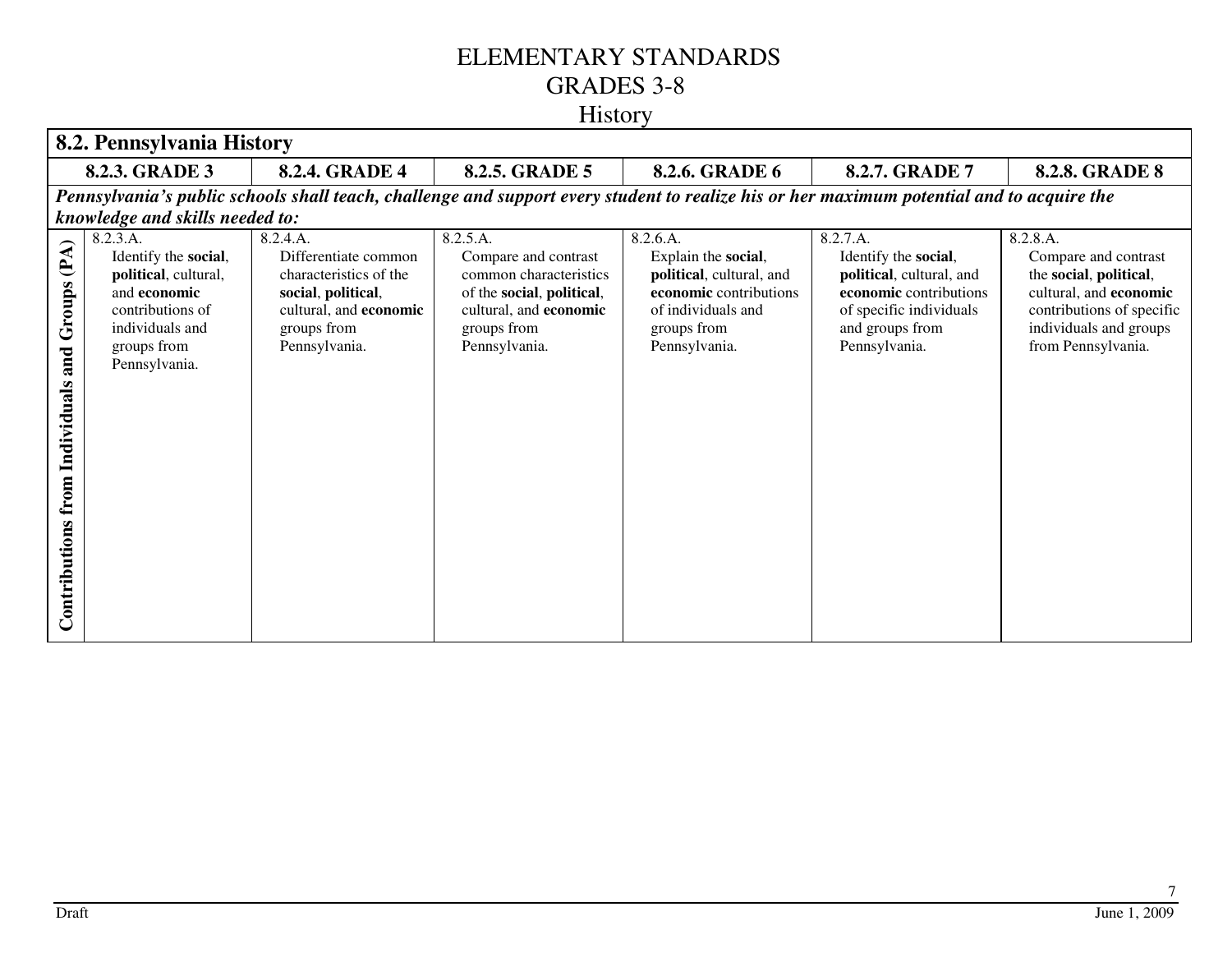# ELEMENTARY STANDARDS
# GRADES 3-8
# History

| **8.2. Pennsylvania History** | | | | | | |
|---|---|---|---|---|---|---|
| | **8.2.3. GRADE 3** | **8.2.4. GRADE 4** | **8.2.5. GRADE 5** | **8.2.6. GRADE 6** | **8.2.7. GRADE 7** | **8.2.8. GRADE 8** |
| ***Pennsylvania's public schools shall teach, challenge and support every student to realize his or her maximum potential and to acquire the knowledge and skills needed to:*** | | | | | | |
| **Contributions from Individuals and Groups (PA)** | 8.2.3.A. Identify the **social**, **political**, cultural, and **economic** contributions of individuals and groups from Pennsylvania. | 8.2.4.A. Differentiate common characteristics of the **social**, **political**, cultural, and **economic** groups from Pennsylvania. | 8.2.5.A. Compare and contrast common characteristics of the **social**, **political**, cultural, and **economic** groups from Pennsylvania. | 8.2.6.A. Explain the **social**, **political**, cultural, and **economic** contributions of individuals and groups from Pennsylvania. | 8.2.7.A. Identify the **social**, **political**, cultural, and **economic** contributions of specific individuals and groups from Pennsylvania. | 8.2.8.A. Compare and contrast the **social**, **political**, cultural, and **economic** contributions of specific individuals and groups from Pennsylvania. |

Draft

June 1, 2009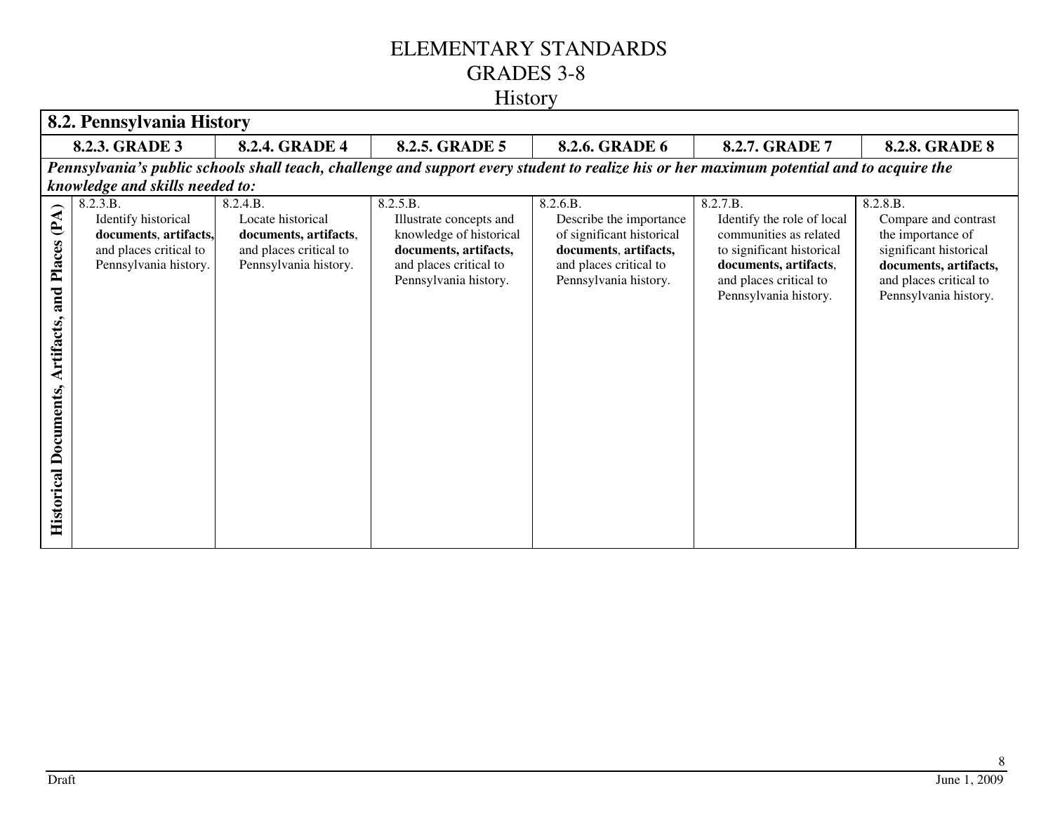# ELEMENTARY STANDARDS
# GRADES 3-8
## History

| 8.2. Pennsylvania History | | | | | | |
|---|---|---|---|---|---|---|
| | **8.2.3. GRADE 3** | **8.2.4. GRADE 4** | **8.2.5. GRADE 5** | **8.2.6. GRADE 6** | **8.2.7. GRADE 7** | **8.2.8. GRADE 8** |
| ***Pennsylvania's public schools shall teach, challenge and support every student to realize his or her maximum potential and to acquire the knowledge and skills needed to:*** | | | | | | |
| **Historical Documents, Artifacts, and Places (PA)** | 8.2.3.B. Identify historical **documents**, **artifacts,** and places critical to Pennsylvania history. | 8.2.4.B. Locate historical **documents, artifacts**, and places critical to Pennsylvania history. | 8.2.5.B. Illustrate concepts and knowledge of historical **documents, artifacts,** and places critical to Pennsylvania history. | 8.2.6.B. Describe the importance of significant historical **documents**, **artifacts,** and places critical to Pennsylvania history. | 8.2.7.B. Identify the role of local communities as related to significant historical **documents, artifacts**, and places critical to Pennsylvania history. | 8.2.8.B. Compare and contrast the importance of significant historical **documents, artifacts,** and places critical to Pennsylvania history. |

Draft June 1, 2009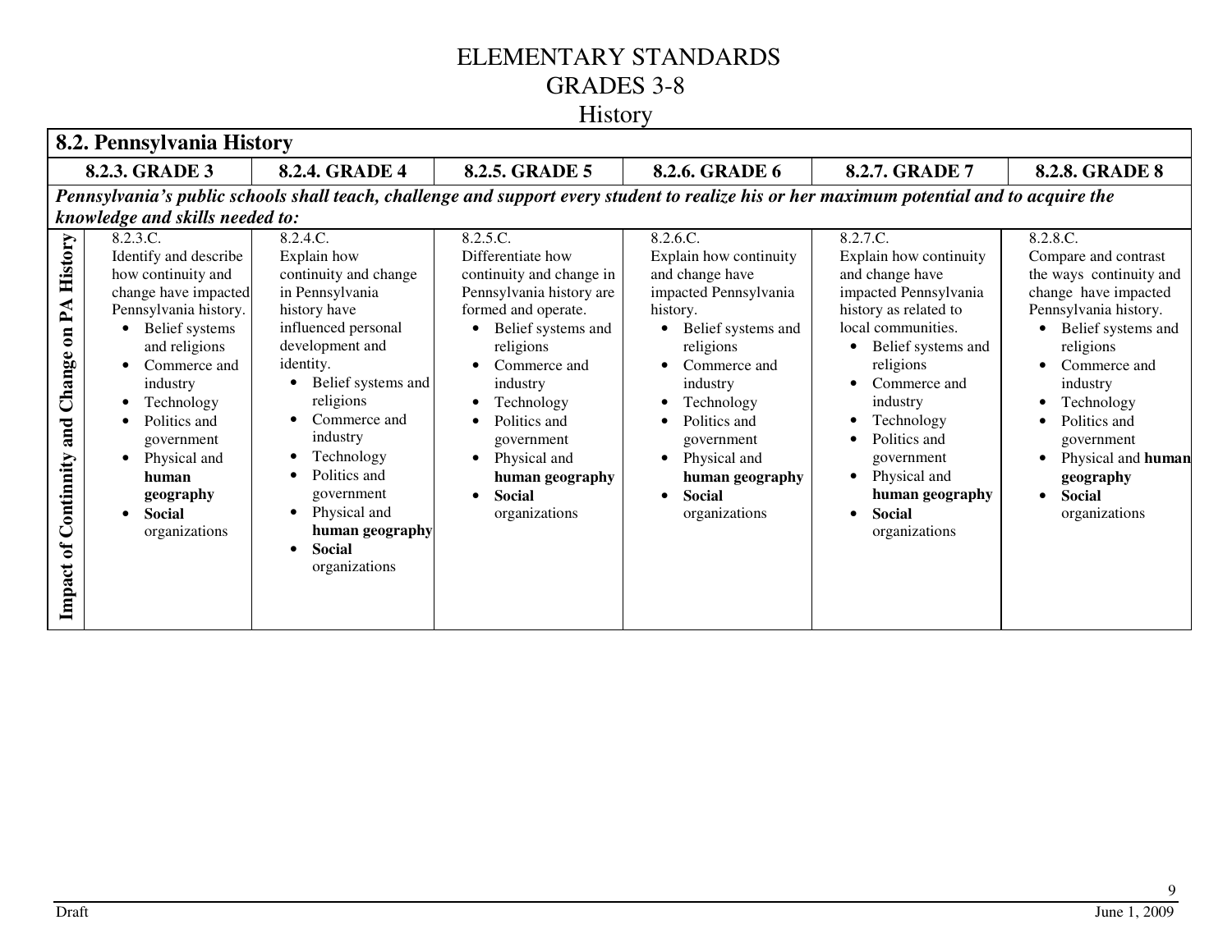# ELEMENTARY STANDARDS
# GRADES 3-8
## History

| 8.2. Pennsylvania History | | | | | | |
|---|---|---|---|---|---|---|
| | **8.2.3. GRADE 3** | **8.2.4. GRADE 4** | **8.2.5. GRADE 5** | **8.2.6. GRADE 6** | **8.2.7. GRADE 7** | **8.2.8. GRADE 8** |
| ***Pennsylvania's public schools shall teach, challenge and support every student to realize his or her maximum potential and to acquire the knowledge and skills needed to:*** | | | | | | |
| **Impact of Continnity and Change on PA History** | 8.2.3.C. Identify and describe how continuity and change have impacted Pennsylvania history. • Belief systems and religions • Commerce and industry • Technology • Politics and government • Physical and **human geography** • **Social** organizations | 8.2.4.C. Explain how continuity and change in Pennsylvania history have influenced personal development and identity. • Belief systems and religions • Commerce and industry • Technology • Politics and government • Physical and **human geography** • **Social** organizations | 8.2.5.C. Differentiate how continuity and change in Pennsylvania history are formed and operate. • Belief systems and religions • Commerce and industry • Technology • Politics and government • Physical and **human geography** • **Social** organizations | 8.2.6.C. Explain how continuity and change have impacted Pennsylvania history. • Belief systems and religions • Commerce and industry • Technology • Politics and government • Physical and **human geography** • **Social** organizations | 8.2.7.C. Explain how continuity and change have impacted Pennsylvania history as related to local communities. • Belief systems and religions • Commerce and industry • Technology • Politics and government • Physical and **human geography** • **Social** organizations | 8.2.8.C. Compare and contrast the ways continuity and change have impacted Pennsylvania history. • Belief systems and religions • Commerce and industry • Technology • Politics and government • Physical and **human geography** • **Social** organizations |

Draft June 1, 2009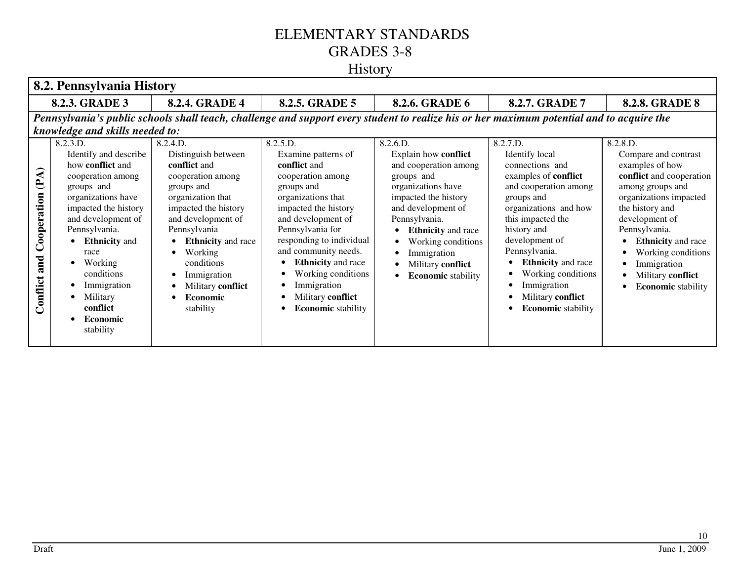# ELEMENTARY STANDARDS
# GRADES 3-8
## History

| **8.2. Pennsylvania History** | | | | | | |
|---|---|---|---|---|---|---|
| | **8.2.3. GRADE 3** | **8.2.4. GRADE 4** | **8.2.5. GRADE 5** | **8.2.6. GRADE 6** | **8.2.7. GRADE 7** | **8.2.8. GRADE 8** |
| ***Pennsylvania's public schools shall teach, challenge and support every student to realize his or her maximum potential and to acquire the knowledge and skills needed to:*** | | | | | | |
| **Conflict and Cooperation (PA)** | 8.2.3.D. Identify and describe how **conflict** and cooperation among groups and organizations have impacted the history and development of Pennsylvania.<br>• **Ethnicity** and race<br>• Working conditions<br>• Immigration<br>• Military **conflict**<br>• **Economic** stability | 8.2.4.D. Distinguish between **conflict** and cooperation among groups and organization that impacted the history and development of Pennsylvania<br>• **Ethnicity** and race<br>• Working conditions<br>• Immigration<br>• Military **conflict**<br>• **Economic** stability | 8.2.5.D. Examine patterns of **conflict** and cooperation among groups and organizations that impacted the history and development of Pennsylvania for responding to individual and community needs.<br>• **Ethnicity** and race<br>• Working conditions<br>• Immigration<br>• Military **conflict**<br>• **Economic** stability | 8.2.6.D. Explain how **conflict** and cooperation among groups and organizations have impacted the history and development of Pennsylvania.<br>• **Ethnicity** and race<br>• Working conditions<br>• Immigration<br>• Military **conflict**<br>• **Economic** stability | 8.2.7.D. Identify local connections and examples of **conflict** and cooperation among groups and organizations and how this impacted the history and development of Pennsylvania.<br>• **Ethnicity** and race<br>• Working conditions<br>• Immigration<br>• Military **conflict**<br>• **Economic** stability | 8.2.8.D. Compare and contrast examples of how **conflict** and cooperation among groups and organizations impacted the history and development of Pennsylvania.<br>• **Ethnicity** and race<br>• Working conditions<br>• Immigration<br>• Military **conflict**<br>• **Economic** stability |

Draft

June 1, 2009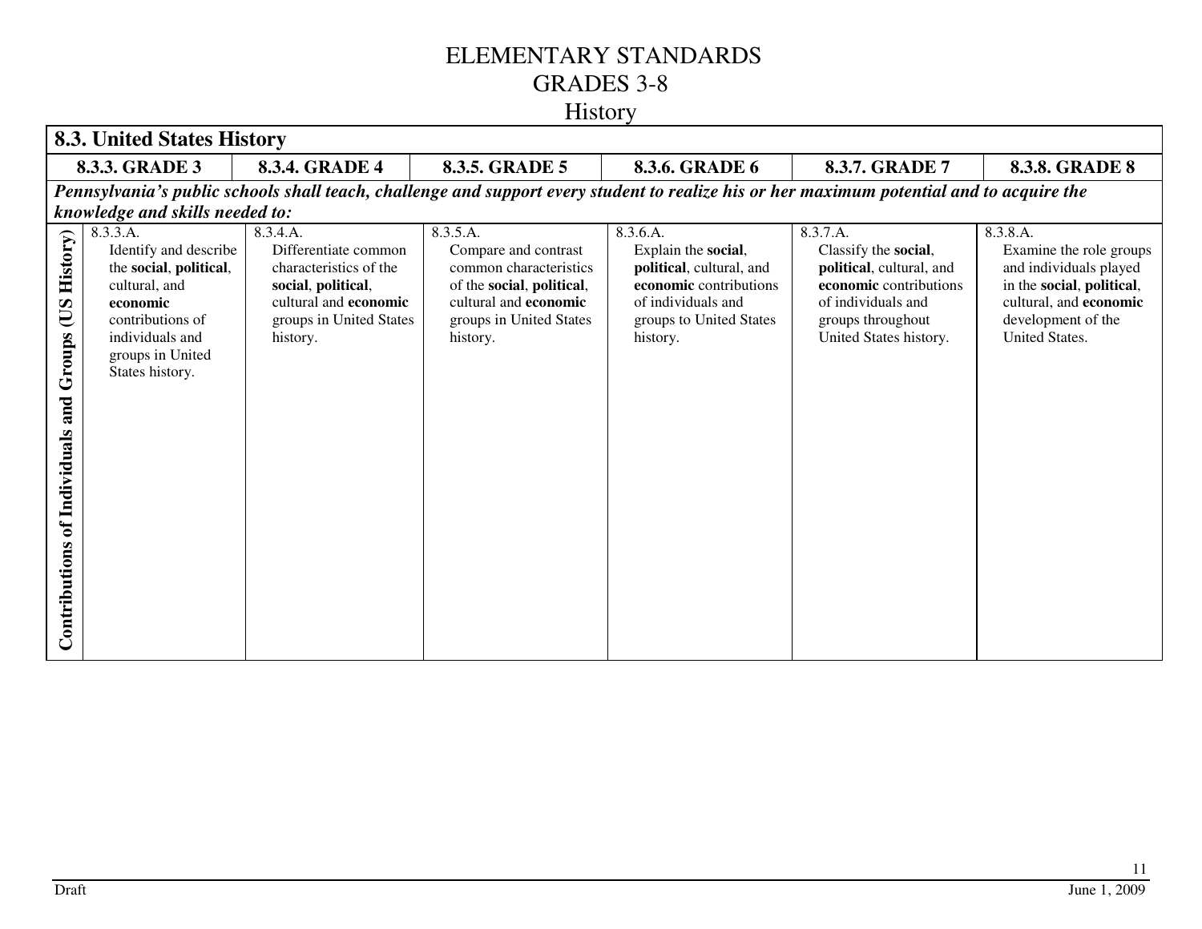# ELEMENTARY STANDARDS
# GRADES 3-8
# History

| 8.3. United States History | | | | | | |
|---|---|---|---|---|---|---|
| | **8.3.3. GRADE 3** | **8.3.4. GRADE 4** | **8.3.5. GRADE 5** | **8.3.6. GRADE 6** | **8.3.7. GRADE 7** | **8.3.8. GRADE 8** |
| ***Pennsylvania's public schools shall teach, challenge and support every student to realize his or her maximum potential and to acquire the knowledge and skills needed to:*** | | | | | | |
| **Contributions of Individuals and Groups (US History)** | 8.3.3.A. Identify and describe the **social**, **political**, cultural, and **economic** contributions of individuals and groups in United States history. | 8.3.4.A. Differentiate common characteristics of the **social**, **political**, cultural and **economic** groups in United States history. | 8.3.5.A. Compare and contrast common characteristics of the **social**, **political**, cultural and **economic** groups in United States history. | 8.3.6.A. Explain the **social**, **political**, cultural, and **economic** contributions of individuals and groups to United States history. | 8.3.7.A. Classify the **social**, **political**, cultural, and **economic** contributions of individuals and groups throughout United States history. | 8.3.8.A. Examine the role groups and individuals played in the **social**, **political**, cultural, and **economic** development of the United States. |

Draft

June 1, 2009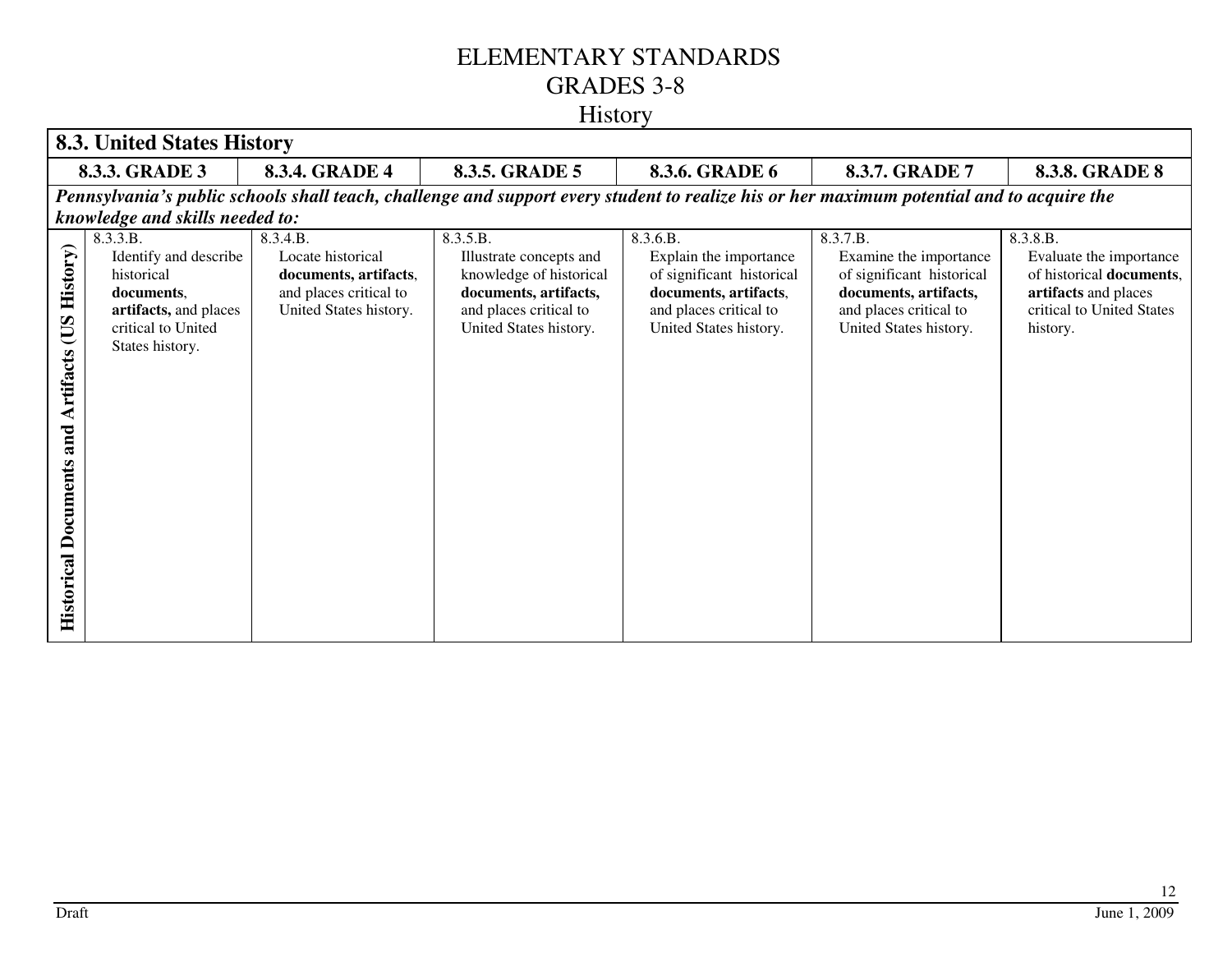# ELEMENTARY STANDARDS
# GRADES 3-8
# History

| 8.3. United States History | | | | | | |
|---|---|---|---|---|---|---|
| | **8.3.3. GRADE 3** | **8.3.4. GRADE 4** | **8.3.5. GRADE 5** | **8.3.6. GRADE 6** | **8.3.7. GRADE 7** | **8.3.8. GRADE 8** |
| ***Pennsylvania's public schools shall teach, challenge and support every student to realize his or her maximum potential and to acquire the knowledge and skills needed to:*** | | | | | | |
| **Historical Documents and Artifacts (US History)** | 8.3.3.B. Identify and describe historical **documents**, **artifacts,** and places critical to United States history. | 8.3.4.B. Locate historical **documents, artifacts**, and places critical to United States history. | 8.3.5.B. Illustrate concepts and knowledge of historical **documents, artifacts,** and places critical to United States history. | 8.3.6.B. Explain the importance of significant historical **documents, artifacts**, and places critical to United States history. | 8.3.7.B. Examine the importance of significant historical **documents, artifacts,** and places critical to United States history. | 8.3.8.B. Evaluate the importance of historical **documents**, **artifacts** and places critical to United States history. |

Draft

June 1, 2009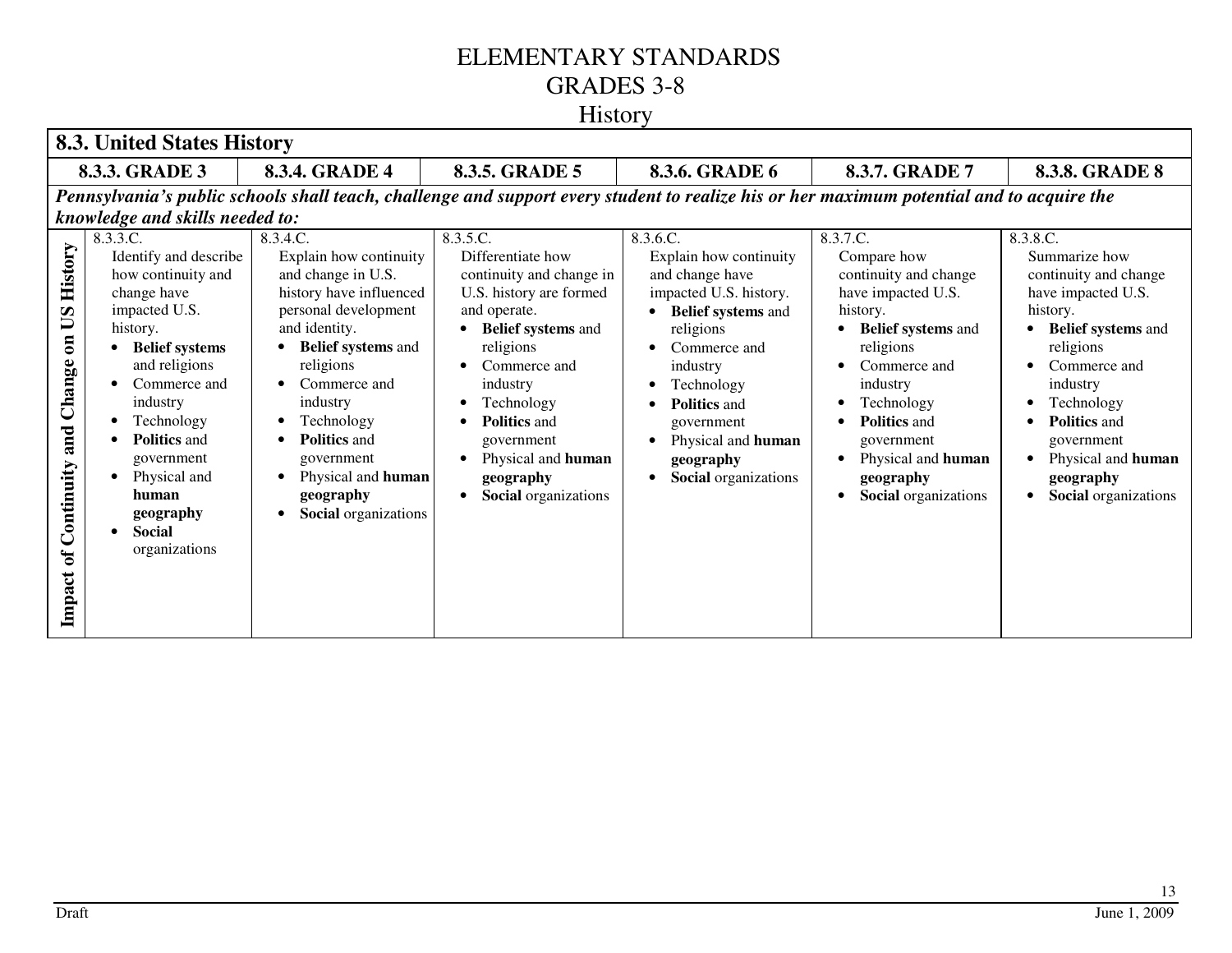# ELEMENTARY STANDARDS
# GRADES 3-8
## History

| **8.3. United States History** | | | | | | |
|---|---|---|---|---|---|---|
| | **8.3.3. GRADE 3** | **8.3.4. GRADE 4** | **8.3.5. GRADE 5** | **8.3.6. GRADE 6** | **8.3.7. GRADE 7** | **8.3.8. GRADE 8** |
| ***Pennsylvania's public schools shall teach, challenge and support every student to realize his or her maximum potential and to acquire the knowledge and skills needed to:*** | | | | | | |
| **Impact of Continuity and Change on US History** | 8.3.3.C. Identify and describe how continuity and change have impacted U.S. history. • **Belief systems** and religions • Commerce and industry • Technology • **Politics** and government • Physical and **human geography** • **Social** organizations | 8.3.4.C. Explain how continuity and change in U.S. history have influenced personal development and identity. • **Belief systems** and religions • Commerce and industry • Technology • **Politics** and government • Physical and **human geography** • **Social** organizations | 8.3.5.C. Differentiate how continuity and change in U.S. history are formed and operate. • **Belief systems** and religions • Commerce and industry • Technology • **Politics** and government • Physical and **human geography** • **Social** organizations | 8.3.6.C. Explain how continuity and change have impacted U.S. history. • **Belief systems** and religions • Commerce and industry • Technology • **Politics** and government • Physical and **human geography** • **Social** organizations | 8.3.7.C. Compare how continuity and change have impacted U.S. history. • **Belief systems** and religions • Commerce and industry • Technology • **Politics** and government • Physical and **human geography** • **Social** organizations | 8.3.8.C. Summarize how continuity and change have impacted U.S. history. • **Belief systems** and religions • Commerce and industry • Technology • **Politics** and government • Physical and **human geography** • **Social** organizations |

Draft June 1, 2009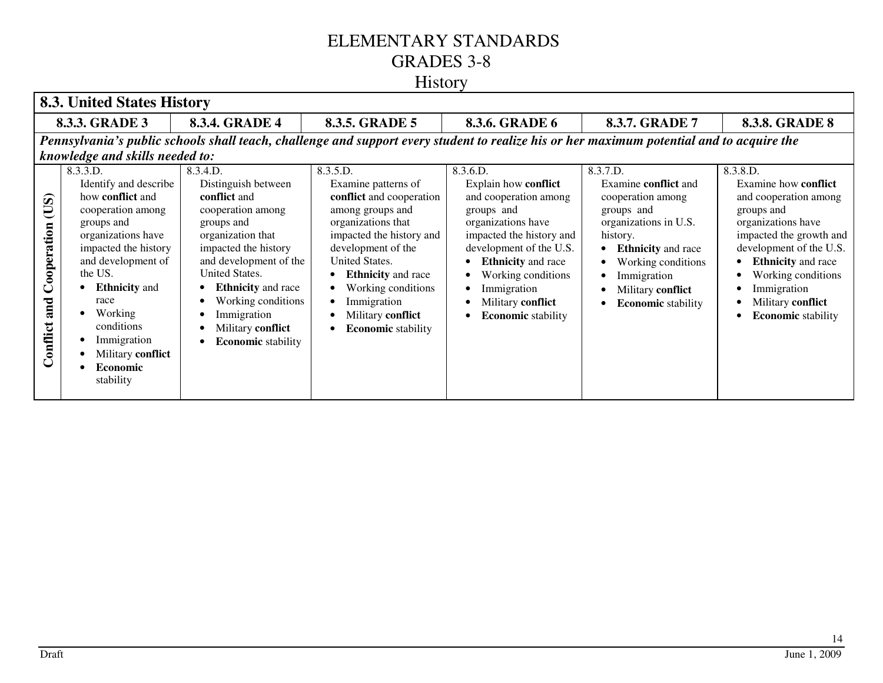# ELEMENTARY STANDARDS
# GRADES 3-8
# History

| 8.3. United States History | | | | | | |
|---|---|---|---|---|---|---|
| | **8.3.3. GRADE 3** | **8.3.4. GRADE 4** | **8.3.5. GRADE 5** | **8.3.6. GRADE 6** | **8.3.7. GRADE 7** | **8.3.8. GRADE 8** |
| ***Pennsylvania's public schools shall teach, challenge and support every student to realize his or her maximum potential and to acquire the knowledge and skills needed to:*** | | | | | | |
| **Conflict and Cooperation (US)** | 8.3.3.D. Identify and describe how **conflict** and cooperation among groups and organizations have impacted the history and development of the US. <br>• **Ethnicity** and race <br>• Working conditions <br>• Immigration <br>• Military **conflict** <br>• **Economic** stability | 8.3.4.D. Distinguish between **conflict** and cooperation among groups and organization that impacted the history and development of the United States. <br>• **Ethnicity** and race <br>• Working conditions <br>• Immigration <br>• Military **conflict** <br>• **Economic** stability | 8.3.5.D. Examine patterns of **conflict** and cooperation among groups and organizations that impacted the history and development of the United States. <br>• **Ethnicity** and race <br>• Working conditions <br>• Immigration <br>• Military **conflict** <br>• **Economic** stability | 8.3.6.D. Explain how **conflict** and cooperation among groups and organizations have impacted the history and development of the U.S. <br>• **Ethnicity** and race <br>• Working conditions <br>• Immigration <br>• Military **conflict** <br>• **Economic** stability | 8.3.7.D. Examine **conflict** and cooperation among groups and organizations in U.S. history. <br>• **Ethnicity** and race <br>• Working conditions <br>• Immigration <br>• Military **conflict** <br>• **Economic** stability | 8.3.8.D. Examine how **conflict** and cooperation among groups and organizations have impacted the growth and development of the U.S. <br>• **Ethnicity** and race <br>• Working conditions <br>• Immigration <br>• Military **conflict** <br>• **Economic** stability |

Draft June 1, 2009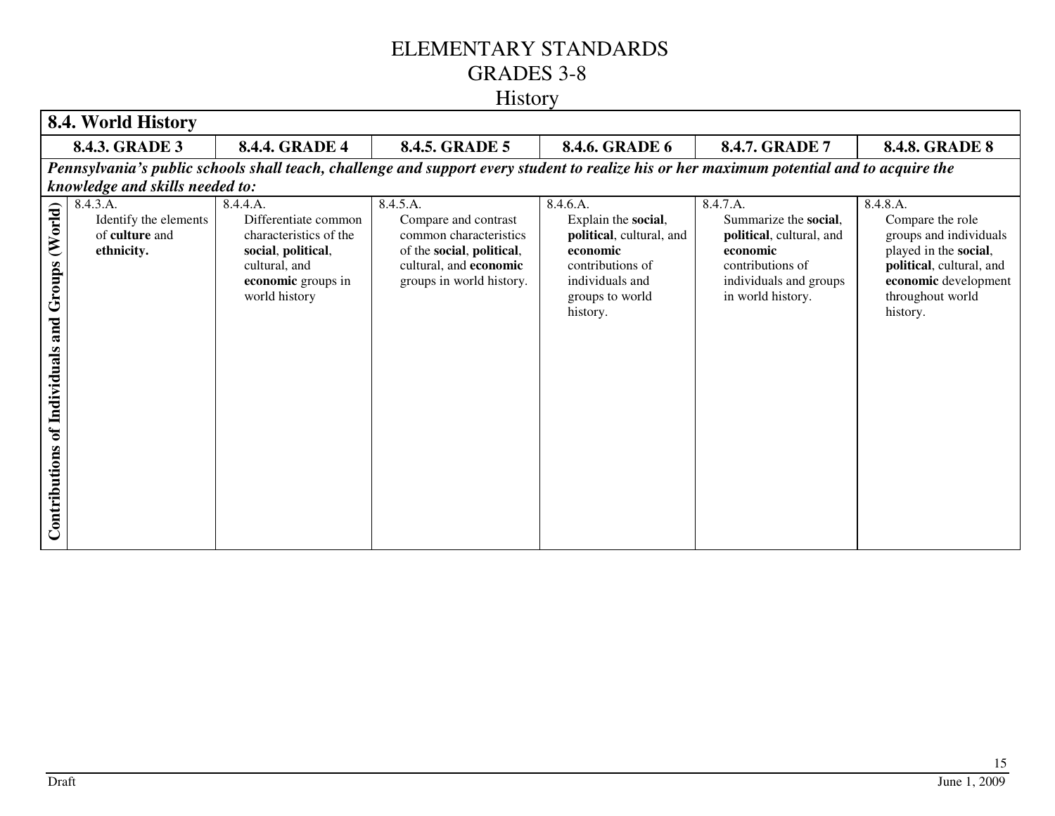# ELEMENTARY STANDARDS
# GRADES 3-8
## History

| 8.4. World History | | | | | | |
|---|---|---|---|---|---|---|
| | **8.4.3. GRADE 3** | **8.4.4. GRADE 4** | **8.4.5. GRADE 5** | **8.4.6. GRADE 6** | **8.4.7. GRADE 7** | **8.4.8. GRADE 8** |
| ***Pennsylvania's public schools shall teach, challenge and support every student to realize his or her maximum potential and to acquire the knowledge and skills needed to:*** | | | | | | |
| **Contributions of Individuals and Groups (World)** | 8.4.3.A. Identify the elements of **culture** and **ethnicity.** | 8.4.4.A. Differentiate common characteristics of the **social**, **political**, cultural, and **economic** groups in world history | 8.4.5.A. Compare and contrast common characteristics of the **social**, **political**, cultural, and **economic** groups in world history. | 8.4.6.A. Explain the **social**, **political**, cultural, and **economic** contributions of individuals and groups to world history. | 8.4.7.A. Summarize the **social**, **political**, cultural, and **economic** contributions of individuals and groups in world history. | 8.4.8.A. Compare the role groups and individuals played in the **social**, **political**, cultural, and **economic** development throughout world history. |

Draft

June 1, 2009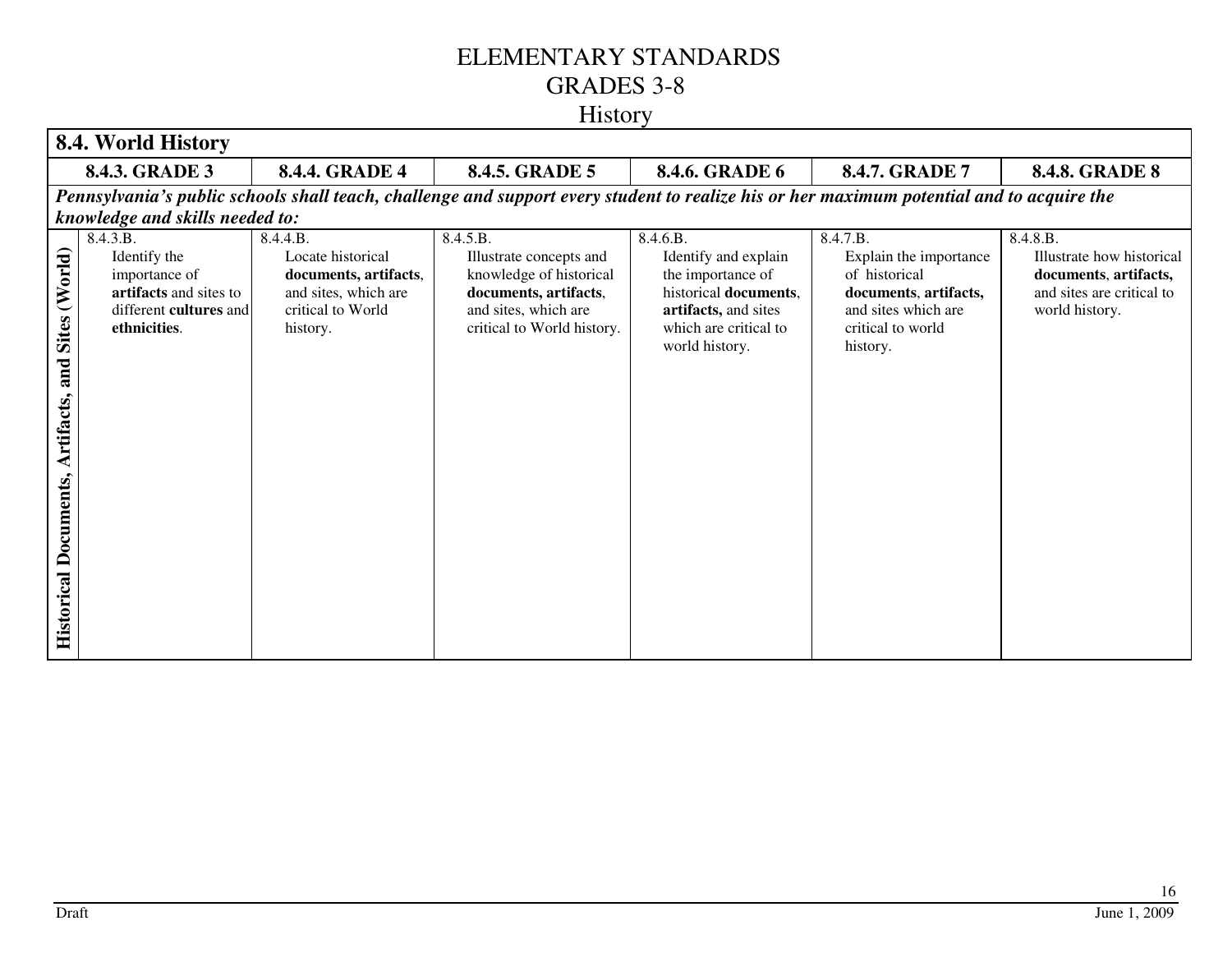# ELEMENTARY STANDARDS
# GRADES 3-8
## History

| 8.4. World History | | | | | | |
|---|---|---|---|---|---|---|
| | **8.4.3. GRADE 3** | **8.4.4. GRADE 4** | **8.4.5. GRADE 5** | **8.4.6. GRADE 6** | **8.4.7. GRADE 7** | **8.4.8. GRADE 8** |
| ***Pennsylvania's public schools shall teach, challenge and support every student to realize his or her maximum potential and to acquire the knowledge and skills needed to:*** | | | | | | |
| **Historical Documents, Artifacts, and Sites (World)** | 8.4.3.B. Identify the importance of **artifacts** and sites to different **cultures** and **ethnicities**. | 8.4.4.B. Locate historical **documents, artifacts**, and sites, which are critical to World history. | 8.4.5.B. Illustrate concepts and knowledge of historical **documents, artifacts**, and sites, which are critical to World history. | 8.4.6.B. Identify and explain the importance of historical **documents**, **artifacts,** and sites which are critical to world history. | 8.4.7.B. Explain the importance of historical **documents**, **artifacts,** and sites which are critical to world history. | 8.4.8.B. Illustrate how historical **documents**, **artifacts,** and sites are critical to world history. |

Draft

June 1, 2009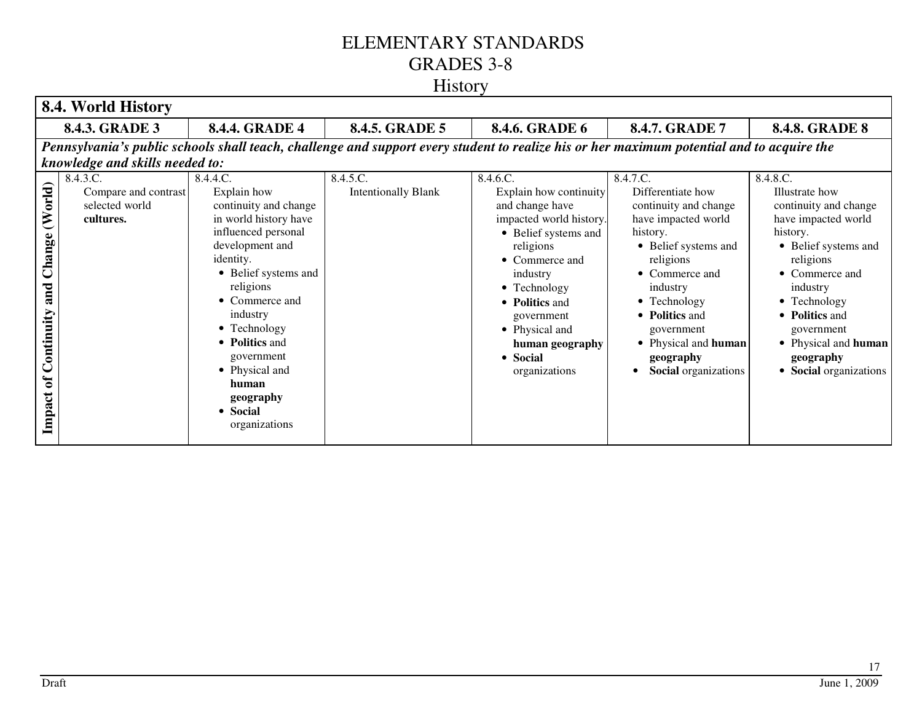# ELEMENTARY STANDARDS
## GRADES 3-8
## History

| 8.4. World History | | | | | | |
|---|---|---|---|---|---|---|
| | **8.4.3. GRADE 3** | **8.4.4. GRADE 4** | **8.4.5. GRADE 5** | **8.4.6. GRADE 6** | **8.4.7. GRADE 7** | **8.4.8. GRADE 8** |
| ***Pennsylvania's public schools shall teach, challenge and support every student to realize his or her maximum potential and to acquire the knowledge and skills needed to:*** | | | | | | |
| **Impact of Continuity and Change (World)** | 8.4.3.C. Compare and contrast selected world **cultures.** | 8.4.4.C. Explain how continuity and change in world history have influenced personal development and identity. • Belief systems and religions • Commerce and industry • Technology • **Politics** and government • Physical and **human geography** • **Social** organizations | 8.4.5.C. Intentionally Blank | 8.4.6.C. Explain how continuity and change have impacted world history. • Belief systems and religions • Commerce and industry • Technology • **Politics** and government • Physical and **human geography** • **Social** organizations | 8.4.7.C. Differentiate how continuity and change have impacted world history. • Belief systems and religions • Commerce and industry • Technology • **Politics** and government • Physical and **human geography** • **Social** organizations | 8.4.8.C. Illustrate how continuity and change have impacted world history. • Belief systems and religions • Commerce and industry • Technology • **Politics** and government • Physical and **human geography** • **Social** organizations |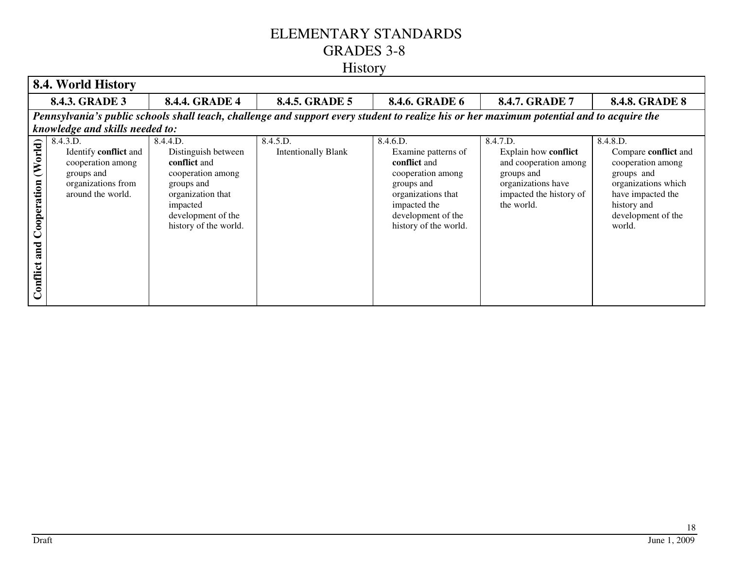# ELEMENTARY STANDARDS
# GRADES 3-8
## History

| 8.4. World History | | | | | | |
|---|---|---|---|---|---|---|
| | **8.4.3. GRADE 3** | **8.4.4. GRADE 4** | **8.4.5. GRADE 5** | **8.4.6. GRADE 6** | **8.4.7. GRADE 7** | **8.4.8. GRADE 8** |
| ***Pennsylvania's public schools shall teach, challenge and support every student to realize his or her maximum potential and to acquire the knowledge and skills needed to:*** | | | | | | |
| **Conflict and Cooperation (World)** | 8.4.3.D. Identify **conflict** and cooperation among groups and organizations from around the world. | 8.4.4.D. Distinguish between **conflict** and cooperation among groups and organization that impacted development of the history of the world. | 8.4.5.D. Intentionally Blank | 8.4.6.D. Examine patterns of **conflict** and cooperation among groups and organizations that impacted the development of the history of the world. | 8.4.7.D. Explain how **conflict** and cooperation among groups and organizations have impacted the history of the world. | 8.4.8.D. Compare **conflict** and cooperation among groups and organizations which have impacted the history and development of the world. |

Draft

June 1, 2009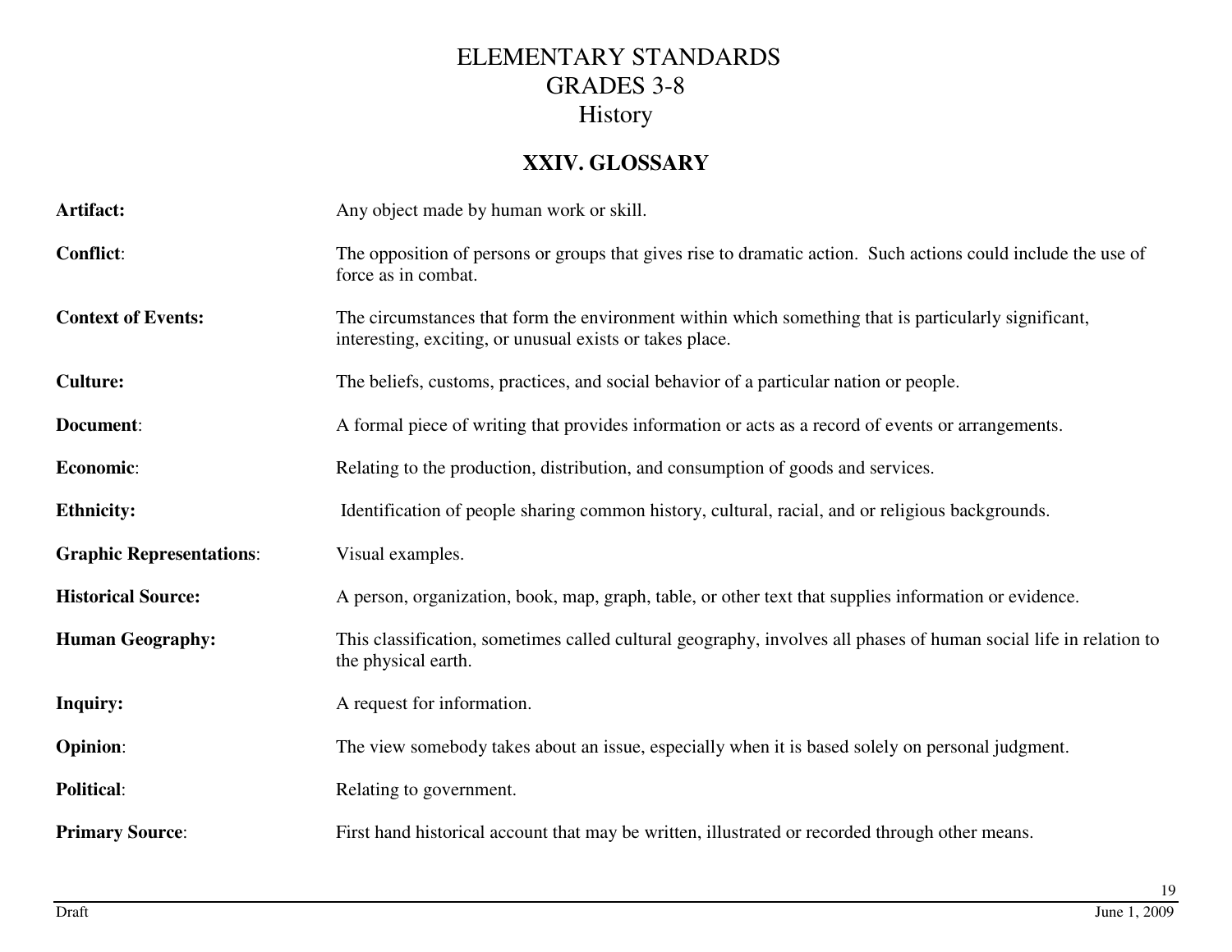# ELEMENTARY STANDARDS
# GRADES 3-8
# History

## XXIV. GLOSSARY

**Artifact:** Any object made by human work or skill.

**Conflict**: The opposition of persons or groups that gives rise to dramatic action. Such actions could include the use of force as in combat.

**Context of Events:** The circumstances that form the environment within which something that is particularly significant, interesting, exciting, or unusual exists or takes place.

**Culture:** The beliefs, customs, practices, and social behavior of a particular nation or people.

**Document**: A formal piece of writing that provides information or acts as a record of events or arrangements.

**Economic**: Relating to the production, distribution, and consumption of goods and services.

**Ethnicity:** Identification of people sharing common history, cultural, racial, and or religious backgrounds.

**Graphic Representations**: Visual examples.

**Historical Source:** A person, organization, book, map, graph, table, or other text that supplies information or evidence.

**Human Geography:** This classification, sometimes called cultural geography, involves all phases of human social life in relation to the physical earth.

**Inquiry:** A request for information.

**Opinion**: The view somebody takes about an issue, especially when it is based solely on personal judgment.

**Political**: Relating to government.

**Primary Source**: First hand historical account that may be written, illustrated or recorded through other means.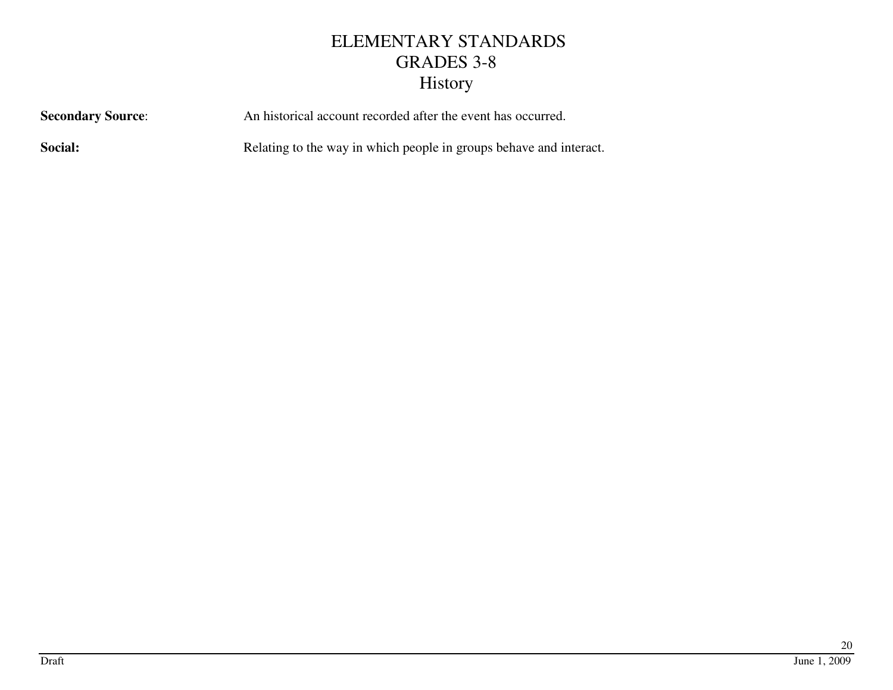# ELEMENTARY STANDARDS
## GRADES 3-8
### History

**Secondary Source**: An historical account recorded after the event has occurred.

**Social:** Relating to the way in which people in groups behave and interact.